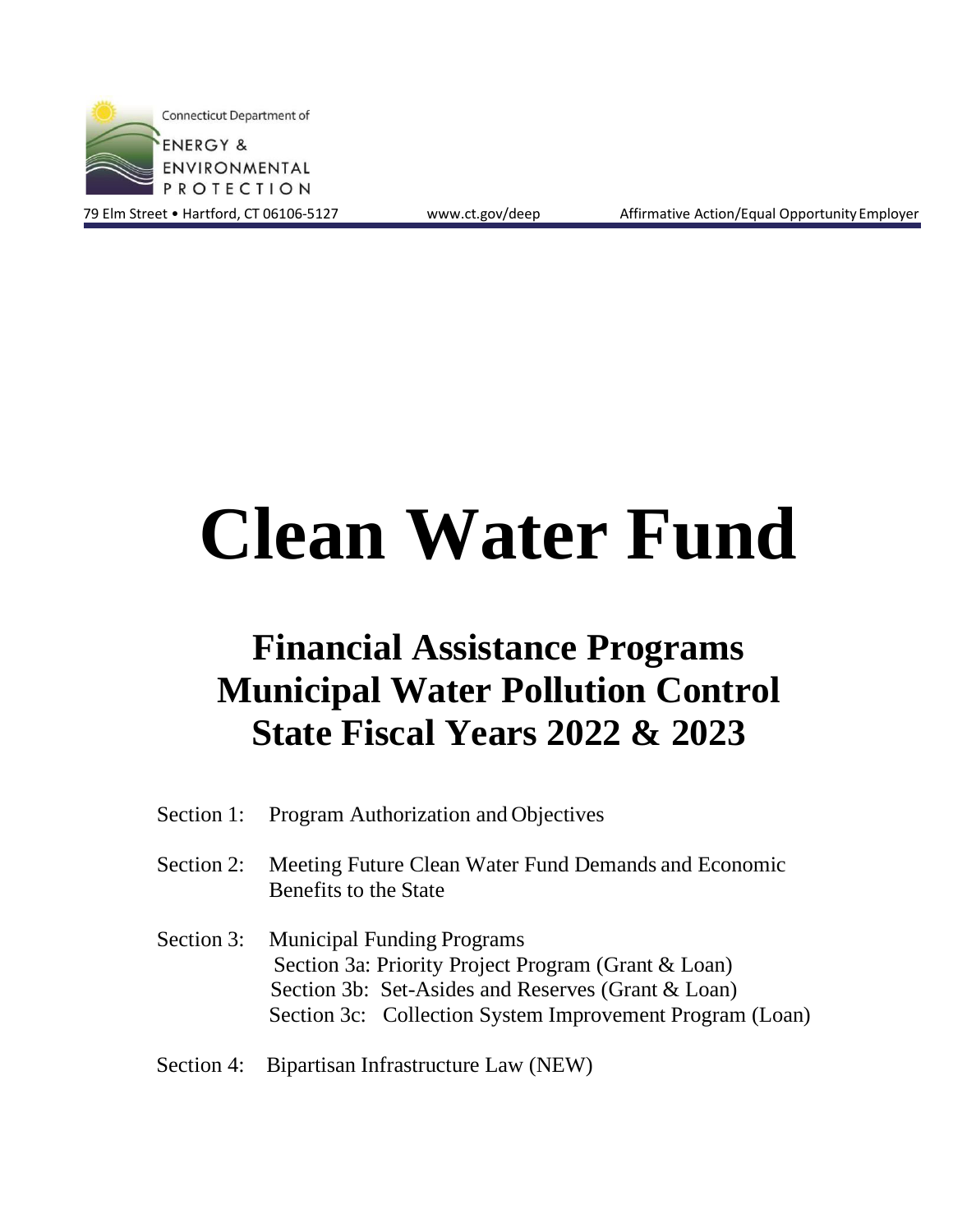Connecticut Department of
ENERGY & ENVIRONMENTAL PROTECTION

79 Elm Street • Hartford, CT 06106-5127 www.ct.gov/deep Affirmative Action/Equal Opportunity Employer

# Clean Water Fund

## Financial Assistance Programs
## Municipal Water Pollution Control
## State Fiscal Years 2022 & 2023

Section 1: Program Authorization and Objectives

Section 2: Meeting Future Clean Water Fund Demands and Economic Benefits to the State

Section 3: Municipal Funding Programs
- Section 3a: Priority Project Program (Grant & Loan)
- Section 3b: Set-Asides and Reserves (Grant & Loan)
- Section 3c: Collection System Improvement Program (Loan)

Section 4: Bipartisan Infrastructure Law (NEW)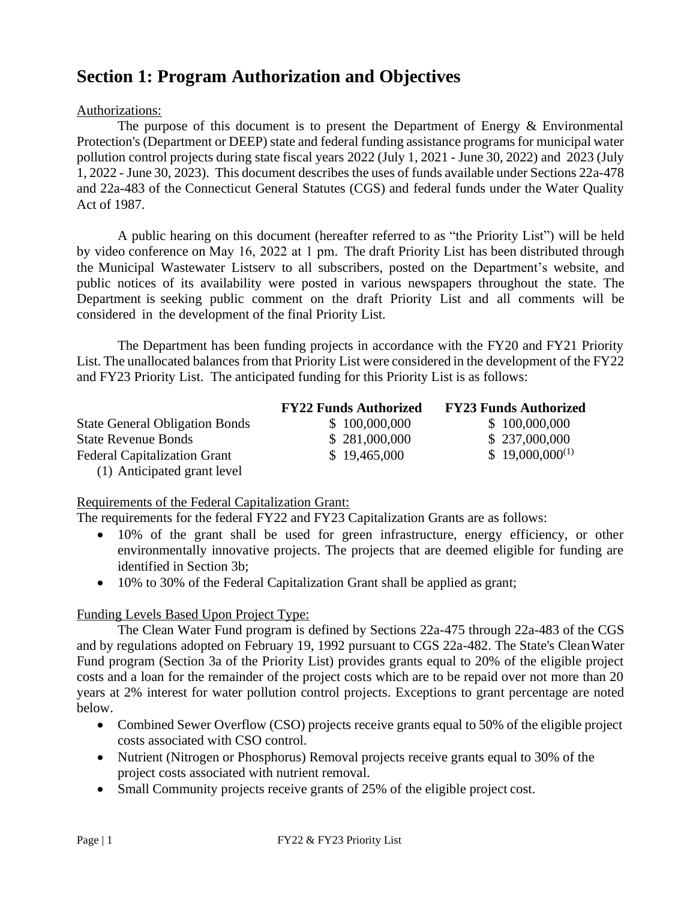# Section 1: Program Authorization and Objectives

Authorizations:

The purpose of this document is to present the Department of Energy & Environmental Protection's (Department or DEEP) state and federal funding assistance programs for municipal water pollution control projects during state fiscal years 2022 (July 1, 2021 - June 30, 2022) and 2023 (July 1, 2022 - June 30, 2023). This document describes the uses of funds available under Sections 22a-478 and 22a-483 of the Connecticut General Statutes (CGS) and federal funds under the Water Quality Act of 1987.

A public hearing on this document (hereafter referred to as "the Priority List") will be held by video conference on May 16, 2022 at 1 pm. The draft Priority List has been distributed through the Municipal Wastewater Listserv to all subscribers, posted on the Department's website, and public notices of its availability were posted in various newspapers throughout the state. The Department is seeking public comment on the draft Priority List and all comments will be considered in the development of the final Priority List.

The Department has been funding projects in accordance with the FY20 and FY21 Priority List. The unallocated balances from that Priority List were considered in the development of the FY22 and FY23 Priority List. The anticipated funding for this Priority List is as follows:

| | **FY22 Funds Authorized** | **FY23 Funds Authorized** |
|---|---|---|
| State General Obligation Bonds | $ 100,000,000 | $ 100,000,000 |
| State Revenue Bonds | $ 281,000,000 | $ 237,000,000 |
| Federal Capitalization Grant | $ 19,465,000 | $ 19,000,000(1) |

(1) Anticipated grant level

Requirements of the Federal Capitalization Grant:

The requirements for the federal FY22 and FY23 Capitalization Grants are as follows:

- 10% of the grant shall be used for green infrastructure, energy efficiency, or other environmentally innovative projects. The projects that are deemed eligible for funding are identified in Section 3b;
- 10% to 30% of the Federal Capitalization Grant shall be applied as grant;

Funding Levels Based Upon Project Type:

The Clean Water Fund program is defined by Sections 22a-475 through 22a-483 of the CGS and by regulations adopted on February 19, 1992 pursuant to CGS 22a-482. The State's Clean Water Fund program (Section 3a of the Priority List) provides grants equal to 20% of the eligible project costs and a loan for the remainder of the project costs which are to be repaid over not more than 20 years at 2% interest for water pollution control projects. Exceptions to grant percentage are noted below.

- Combined Sewer Overflow (CSO) projects receive grants equal to 50% of the eligible project costs associated with CSO control.
- Nutrient (Nitrogen or Phosphorus) Removal projects receive grants equal to 30% of the project costs associated with nutrient removal.
- Small Community projects receive grants of 25% of the eligible project cost.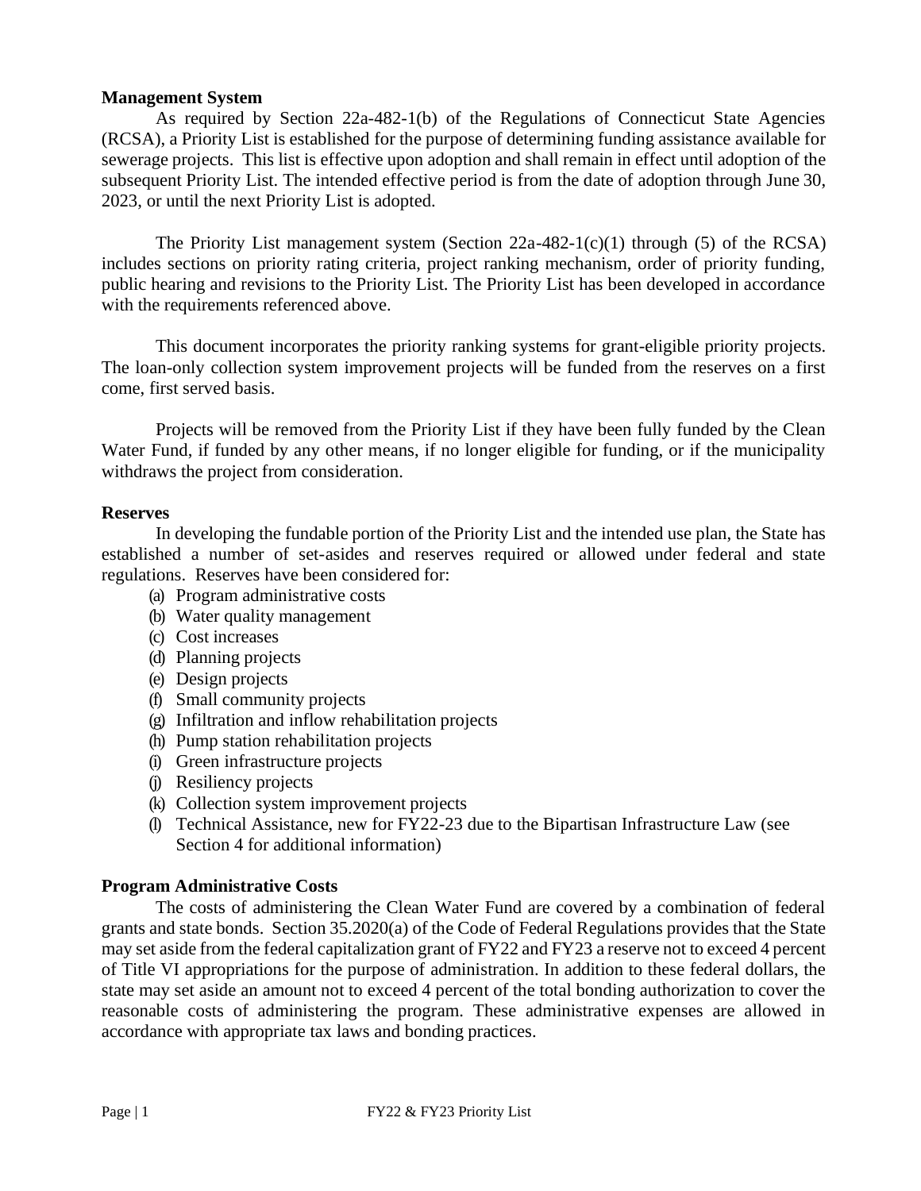**Management System**

As required by Section 22a-482-1(b) of the Regulations of Connecticut State Agencies (RCSA), a Priority List is established for the purpose of determining funding assistance available for sewerage projects. This list is effective upon adoption and shall remain in effect until adoption of the subsequent Priority List. The intended effective period is from the date of adoption through June 30, 2023, or until the next Priority List is adopted.

The Priority List management system (Section 22a-482-1(c)(1) through (5) of the RCSA) includes sections on priority rating criteria, project ranking mechanism, order of priority funding, public hearing and revisions to the Priority List. The Priority List has been developed in accordance with the requirements referenced above.

This document incorporates the priority ranking systems for grant-eligible priority projects. The loan-only collection system improvement projects will be funded from the reserves on a first come, first served basis.

Projects will be removed from the Priority List if they have been fully funded by the Clean Water Fund, if funded by any other means, if no longer eligible for funding, or if the municipality withdraws the project from consideration.

**Reserves**

In developing the fundable portion of the Priority List and the intended use plan, the State has established a number of set-asides and reserves required or allowed under federal and state regulations. Reserves have been considered for:

(a) Program administrative costs
(b) Water quality management
(c) Cost increases
(d) Planning projects
(e) Design projects
(f) Small community projects
(g) Infiltration and inflow rehabilitation projects
(h) Pump station rehabilitation projects
(i) Green infrastructure projects
(j) Resiliency projects
(k) Collection system improvement projects
(l) Technical Assistance, new for FY22-23 due to the Bipartisan Infrastructure Law (see Section 4 for additional information)

**Program Administrative Costs**

The costs of administering the Clean Water Fund are covered by a combination of federal grants and state bonds. Section 35.2020(a) of the Code of Federal Regulations provides that the State may set aside from the federal capitalization grant of FY22 and FY23 a reserve not to exceed 4 percent of Title VI appropriations for the purpose of administration. In addition to these federal dollars, the state may set aside an amount not to exceed 4 percent of the total bonding authorization to cover the reasonable costs of administering the program. These administrative expenses are allowed in accordance with appropriate tax laws and bonding practices.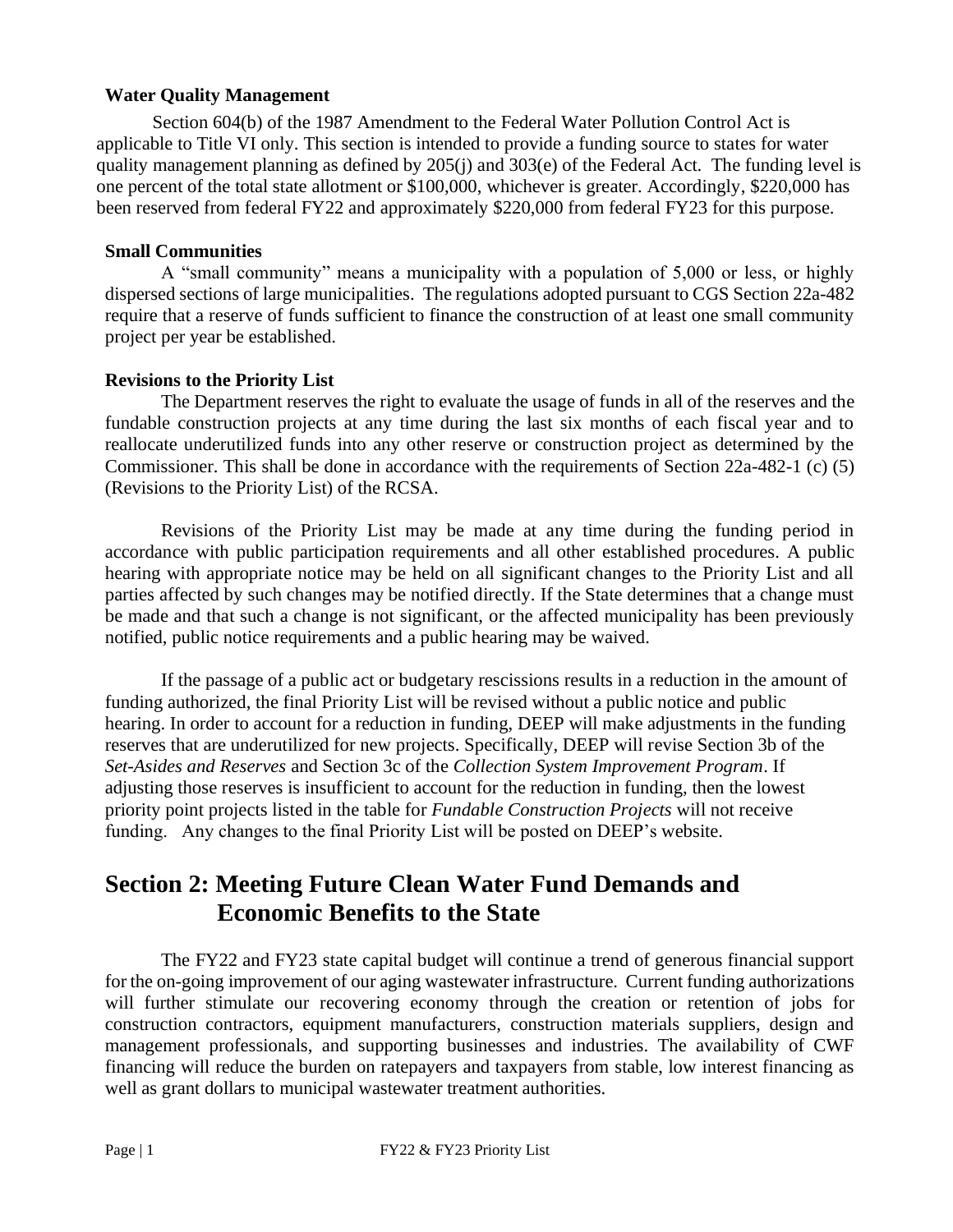**Water Quality Management**

Section 604(b) of the 1987 Amendment to the Federal Water Pollution Control Act is applicable to Title VI only. This section is intended to provide a funding source to states for water quality management planning as defined by 205(j) and 303(e) of the Federal Act. The funding level is one percent of the total state allotment or $100,000, whichever is greater. Accordingly, $220,000 has been reserved from federal FY22 and approximately $220,000 from federal FY23 for this purpose.

**Small Communities**

A "small community" means a municipality with a population of 5,000 or less, or highly dispersed sections of large municipalities. The regulations adopted pursuant to CGS Section 22a-482 require that a reserve of funds sufficient to finance the construction of at least one small community project per year be established.

**Revisions to the Priority List**

The Department reserves the right to evaluate the usage of funds in all of the reserves and the fundable construction projects at any time during the last six months of each fiscal year and to reallocate underutilized funds into any other reserve or construction project as determined by the Commissioner. This shall be done in accordance with the requirements of Section 22a-482-1 (c) (5) (Revisions to the Priority List) of the RCSA.

Revisions of the Priority List may be made at any time during the funding period in accordance with public participation requirements and all other established procedures. A public hearing with appropriate notice may be held on all significant changes to the Priority List and all parties affected by such changes may be notified directly. If the State determines that a change must be made and that such a change is not significant, or the affected municipality has been previously notified, public notice requirements and a public hearing may be waived.

If the passage of a public act or budgetary rescissions results in a reduction in the amount of funding authorized, the final Priority List will be revised without a public notice and public hearing. In order to account for a reduction in funding, DEEP will make adjustments in the funding reserves that are underutilized for new projects. Specifically, DEEP will revise Section 3b of the *Set-Asides and Reserves* and Section 3c of the *Collection System Improvement Program*. If adjusting those reserves is insufficient to account for the reduction in funding, then the lowest priority point projects listed in the table for *Fundable Construction Projects* will not receive funding. Any changes to the final Priority List will be posted on DEEP's website.

## Section 2: Meeting Future Clean Water Fund Demands and Economic Benefits to the State

The FY22 and FY23 state capital budget will continue a trend of generous financial support for the on-going improvement of our aging wastewater infrastructure. Current funding authorizations will further stimulate our recovering economy through the creation or retention of jobs for construction contractors, equipment manufacturers, construction materials suppliers, design and management professionals, and supporting businesses and industries. The availability of CWF financing will reduce the burden on ratepayers and taxpayers from stable, low interest financing as well as grant dollars to municipal wastewater treatment authorities.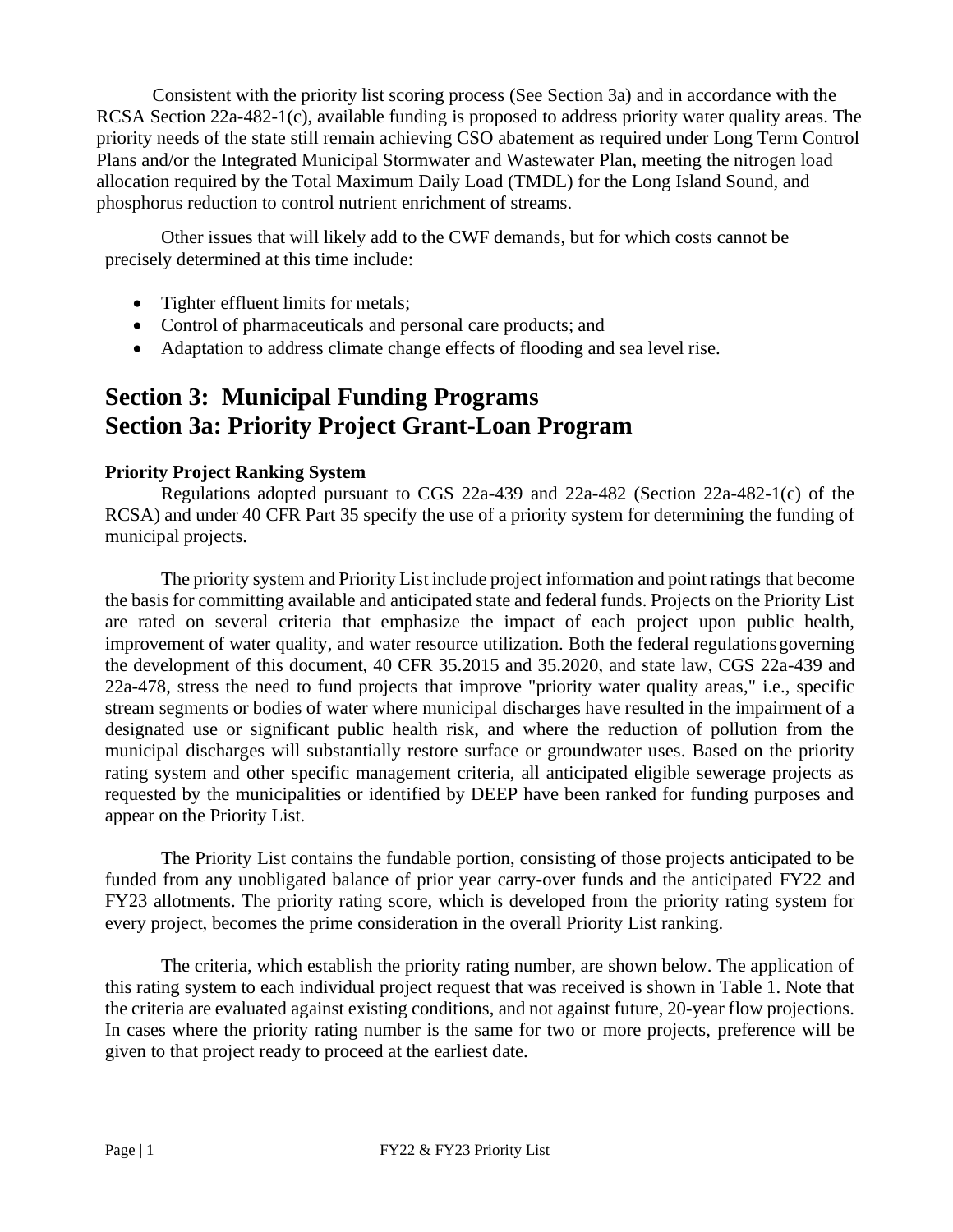Consistent with the priority list scoring process (See Section 3a) and in accordance with the RCSA Section 22a-482-1(c), available funding is proposed to address priority water quality areas. The priority needs of the state still remain achieving CSO abatement as required under Long Term Control Plans and/or the Integrated Municipal Stormwater and Wastewater Plan, meeting the nitrogen load allocation required by the Total Maximum Daily Load (TMDL) for the Long Island Sound, and phosphorus reduction to control nutrient enrichment of streams.

Other issues that will likely add to the CWF demands, but for which costs cannot be precisely determined at this time include:

- Tighter effluent limits for metals;
- Control of pharmaceuticals and personal care products; and
- Adaptation to address climate change effects of flooding and sea level rise.

# Section 3: Municipal Funding Programs

# Section 3a: Priority Project Grant-Loan Program

**Priority Project Ranking System**

Regulations adopted pursuant to CGS 22a-439 and 22a-482 (Section 22a-482-1(c) of the RCSA) and under 40 CFR Part 35 specify the use of a priority system for determining the funding of municipal projects.

The priority system and Priority List include project information and point ratings that become the basis for committing available and anticipated state and federal funds. Projects on the Priority List are rated on several criteria that emphasize the impact of each project upon public health, improvement of water quality, and water resource utilization. Both the federal regulations governing the development of this document, 40 CFR 35.2015 and 35.2020, and state law, CGS 22a-439 and 22a-478, stress the need to fund projects that improve "priority water quality areas," i.e., specific stream segments or bodies of water where municipal discharges have resulted in the impairment of a designated use or significant public health risk, and where the reduction of pollution from the municipal discharges will substantially restore surface or groundwater uses. Based on the priority rating system and other specific management criteria, all anticipated eligible sewerage projects as requested by the municipalities or identified by DEEP have been ranked for funding purposes and appear on the Priority List.

The Priority List contains the fundable portion, consisting of those projects anticipated to be funded from any unobligated balance of prior year carry-over funds and the anticipated FY22 and FY23 allotments. The priority rating score, which is developed from the priority rating system for every project, becomes the prime consideration in the overall Priority List ranking.

The criteria, which establish the priority rating number, are shown below. The application of this rating system to each individual project request that was received is shown in Table 1. Note that the criteria are evaluated against existing conditions, and not against future, 20-year flow projections. In cases where the priority rating number is the same for two or more projects, preference will be given to that project ready to proceed at the earliest date.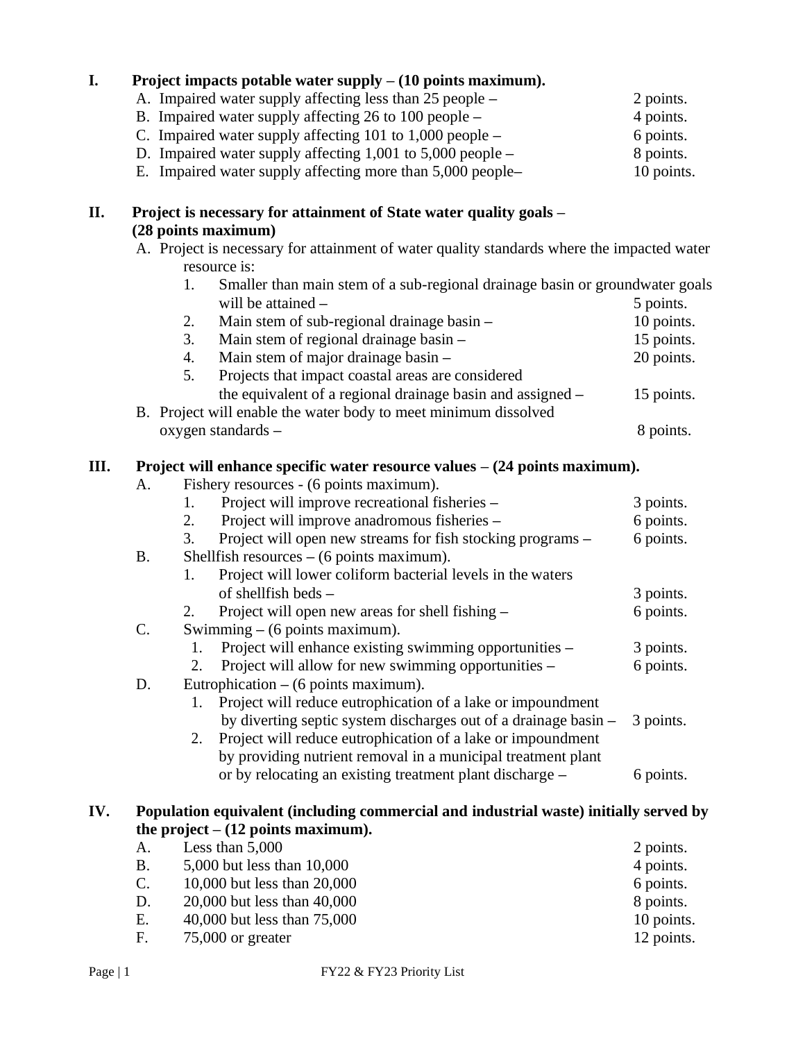**I. Project impacts potable water supply – (10 points maximum).**

A. Impaired water supply affecting less than 25 people – 2 points.
B. Impaired water supply affecting 26 to 100 people – 4 points.
C. Impaired water supply affecting 101 to 1,000 people – 6 points.
D. Impaired water supply affecting 1,001 to 5,000 people – 8 points.
E. Impaired water supply affecting more than 5,000 people– 10 points.

**II. Project is necessary for attainment of State water quality goals – (28 points maximum)**

A. Project is necessary for attainment of water quality standards where the impacted water resource is:
   1. Smaller than main stem of a sub-regional drainage basin or groundwater goals will be attained – 5 points.
   2. Main stem of sub-regional drainage basin – 10 points.
   3. Main stem of regional drainage basin – 15 points.
   4. Main stem of major drainage basin – 20 points.
   5. Projects that impact coastal areas are considered the equivalent of a regional drainage basin and assigned – 15 points.

B. Project will enable the water body to meet minimum dissolved oxygen standards – 8 points.

**III. Project will enhance specific water resource values – (24 points maximum).**

A. Fishery resources - (6 points maximum).
   1. Project will improve recreational fisheries – 3 points.
   2. Project will improve anadromous fisheries – 6 points.
   3. Project will open new streams for fish stocking programs – 6 points.

B. Shellfish resources – (6 points maximum).
   1. Project will lower coliform bacterial levels in the waters of shellfish beds – 3 points.
   2. Project will open new areas for shell fishing – 6 points.

C. Swimming – (6 points maximum).
   1. Project will enhance existing swimming opportunities – 3 points.
   2. Project will allow for new swimming opportunities – 6 points.

D. Eutrophication – (6 points maximum).
   1. Project will reduce eutrophication of a lake or impoundment by diverting septic system discharges out of a drainage basin – 3 points.
   2. Project will reduce eutrophication of a lake or impoundment by providing nutrient removal in a municipal treatment plant or by relocating an existing treatment plant discharge – 6 points.

**IV. Population equivalent (including commercial and industrial waste) initially served by the project – (12 points maximum).**

A. Less than 5,000 2 points.
B. 5,000 but less than 10,000 4 points.
C. 10,000 but less than 20,000 6 points.
D. 20,000 but less than 40,000 8 points.
E. 40,000 but less than 75,000 10 points.
F. 75,000 or greater 12 points.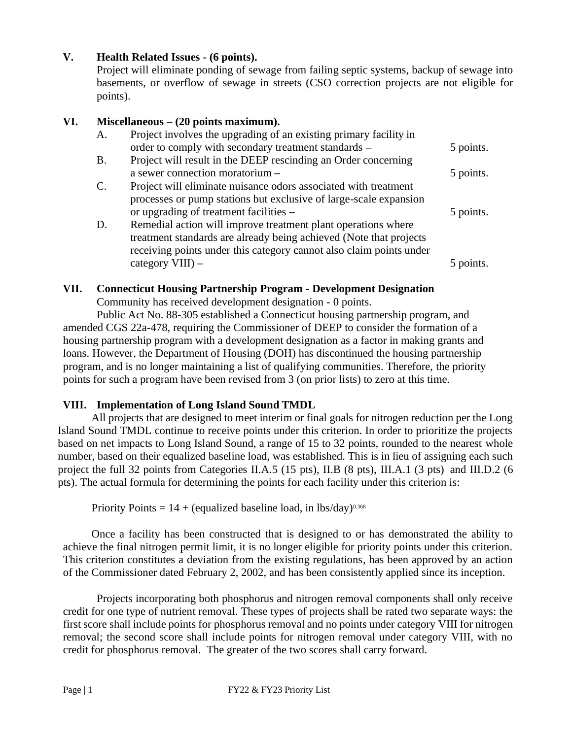## V. Health Related Issues - (6 points).

Project will eliminate ponding of sewage from failing septic systems, backup of sewage into basements, or overflow of sewage in streets (CSO correction projects are not eligible for points).

## VI. Miscellaneous – (20 points maximum).

A. Project involves the upgrading of an existing primary facility in order to comply with secondary treatment standards – 5 points.

B. Project will result in the DEEP rescinding an Order concerning a sewer connection moratorium – 5 points.

C. Project will eliminate nuisance odors associated with treatment processes or pump stations but exclusive of large-scale expansion or upgrading of treatment facilities – 5 points.

D. Remedial action will improve treatment plant operations where treatment standards are already being achieved (Note that projects receiving points under this category cannot also claim points under category VIII) – 5 points.

## VII. Connecticut Housing Partnership Program - Development Designation

Community has received development designation - 0 points.

Public Act No. 88-305 established a Connecticut housing partnership program, and amended CGS 22a-478, requiring the Commissioner of DEEP to consider the formation of a housing partnership program with a development designation as a factor in making grants and loans. However, the Department of Housing (DOH) has discontinued the housing partnership program, and is no longer maintaining a list of qualifying communities. Therefore, the priority points for such a program have been revised from 3 (on prior lists) to zero at this time.

## VIII. Implementation of Long Island Sound TMDL

All projects that are designed to meet interim or final goals for nitrogen reduction per the Long Island Sound TMDL continue to receive points under this criterion. In order to prioritize the projects based on net impacts to Long Island Sound, a range of 15 to 32 points, rounded to the nearest whole number, based on their equalized baseline load, was established. This is in lieu of assigning each such project the full 32 points from Categories II.A.5 (15 pts), II.B (8 pts), III.A.1 (3 pts) and III.D.2 (6 pts). The actual formula for determining the points for each facility under this criterion is:

$$\text{Priority Points} = 14 + (\text{equalized baseline load, in lbs/day})^{0.368}$$

Once a facility has been constructed that is designed to or has demonstrated the ability to achieve the final nitrogen permit limit, it is no longer eligible for priority points under this criterion. This criterion constitutes a deviation from the existing regulations, has been approved by an action of the Commissioner dated February 2, 2002, and has been consistently applied since its inception.

Projects incorporating both phosphorus and nitrogen removal components shall only receive credit for one type of nutrient removal. These types of projects shall be rated two separate ways: the first score shall include points for phosphorus removal and no points under category VIII for nitrogen removal; the second score shall include points for nitrogen removal under category VIII, with no credit for phosphorus removal. The greater of the two scores shall carry forward.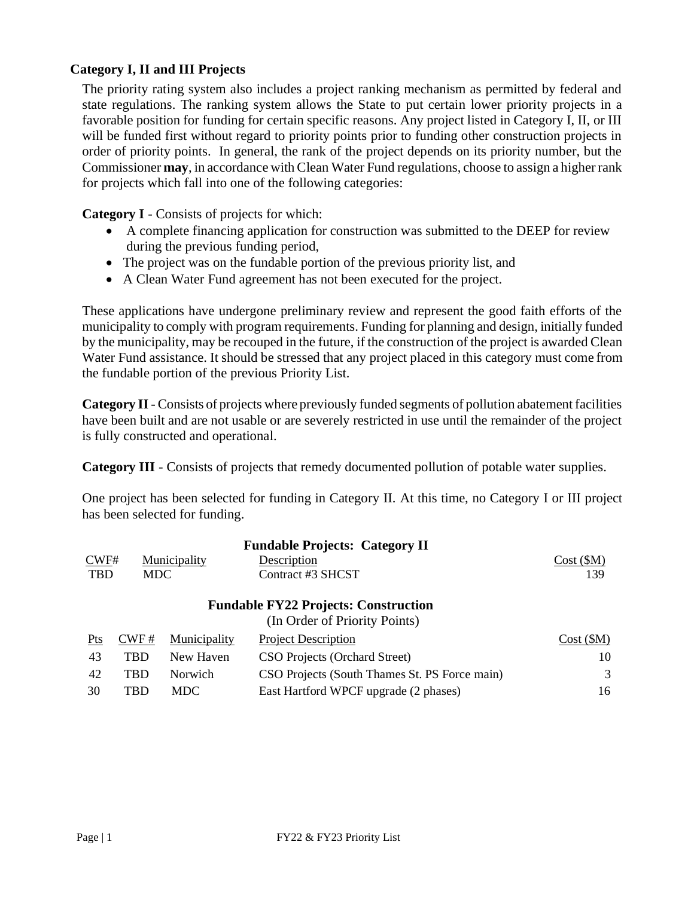## Category I, II and III Projects

The priority rating system also includes a project ranking mechanism as permitted by federal and state regulations. The ranking system allows the State to put certain lower priority projects in a favorable position for funding for certain specific reasons. Any project listed in Category I, II, or III will be funded first without regard to priority points prior to funding other construction projects in order of priority points. In general, the rank of the project depends on its priority number, but the Commissioner **may**, in accordance with Clean Water Fund regulations, choose to assign a higher rank for projects which fall into one of the following categories:

**Category I** - Consists of projects for which:

- A complete financing application for construction was submitted to the DEEP for review during the previous funding period,
- The project was on the fundable portion of the previous priority list, and
- A Clean Water Fund agreement has not been executed for the project.

These applications have undergone preliminary review and represent the good faith efforts of the municipality to comply with program requirements. Funding for planning and design, initially funded by the municipality, may be recouped in the future, if the construction of the project is awarded Clean Water Fund assistance. It should be stressed that any project placed in this category must come from the fundable portion of the previous Priority List.

**Category II** - Consists of projects where previously funded segments of pollution abatement facilities have been built and are not usable or are severely restricted in use until the remainder of the project is fully constructed and operational.

**Category III** - Consists of projects that remedy documented pollution of potable water supplies.

One project has been selected for funding in Category II. At this time, no Category I or III project has been selected for funding.

### Fundable Projects: Category II

| CWF# | Municipality | Description | Cost ($M) |
|---|---|---|---|
| TBD | MDC | Contract #3 SHCST | 139 |

### Fundable FY22 Projects: Construction

(In Order of Priority Points)

| Pts | CWF # | Municipality | Project Description | Cost ($M) |
|---|---|---|---|---|
| 43 | TBD | New Haven | CSO Projects (Orchard Street) | 10 |
| 42 | TBD | Norwich | CSO Projects (South Thames St. PS Force main) | 3 |
| 30 | TBD | MDC | East Hartford WPCF upgrade (2 phases) | 16 |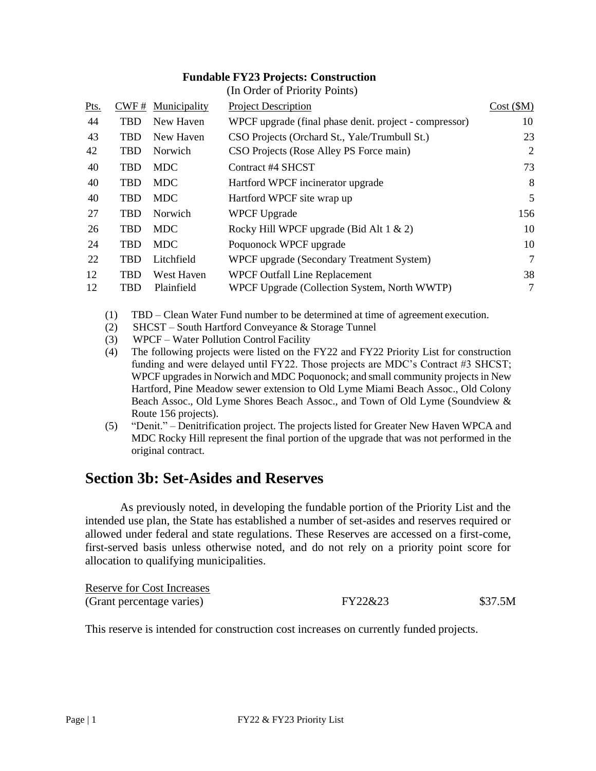### Fundable FY23 Projects: Construction

(In Order of Priority Points)

| Pts. | CWF # | Municipality | Project Description | Cost ($M) |
|---|---|---|---|---|
| 44 | TBD | New Haven | WPCF upgrade (final phase denit. project - compressor) | 10 |
| 43 | TBD | New Haven | CSO Projects (Orchard St., Yale/Trumbull St.) | 23 |
| 42 | TBD | Norwich | CSO Projects (Rose Alley PS Force main) | 2 |
| 40 | TBD | MDC | Contract #4 SHCST | 73 |
| 40 | TBD | MDC | Hartford WPCF incinerator upgrade | 8 |
| 40 | TBD | MDC | Hartford WPCF site wrap up | 5 |
| 27 | TBD | Norwich | WPCF Upgrade | 156 |
| 26 | TBD | MDC | Rocky Hill WPCF upgrade (Bid Alt 1 & 2) | 10 |
| 24 | TBD | MDC | Poquonock WPCF upgrade | 10 |
| 22 | TBD | Litchfield | WPCF upgrade (Secondary Treatment System) | 7 |
| 12 | TBD | West Haven | WPCF Outfall Line Replacement | 38 |
| 12 | TBD | Plainfield | WPCF Upgrade (Collection System, North WWTP) | 7 |

(1) TBD – Clean Water Fund number to be determined at time of agreement execution.
(2) SHCST – South Hartford Conveyance & Storage Tunnel
(3) WPCF – Water Pollution Control Facility
(4) The following projects were listed on the FY22 and FY22 Priority List for construction funding and were delayed until FY22. Those projects are MDC's Contract #3 SHCST; WPCF upgrades in Norwich and MDC Poquonock; and small community projects in New Hartford, Pine Meadow sewer extension to Old Lyme Miami Beach Assoc., Old Colony Beach Assoc., Old Lyme Shores Beach Assoc., and Town of Old Lyme (Soundview & Route 156 projects).
(5) "Denit." – Denitrification project. The projects listed for Greater New Haven WPCA and MDC Rocky Hill represent the final portion of the upgrade that was not performed in the original contract.

## Section 3b: Set-Asides and Reserves

As previously noted, in developing the fundable portion of the Priority List and the intended use plan, the State has established a number of set-asides and reserves required or allowed under federal and state regulations. These Reserves are accessed on a first-come, first-served basis unless otherwise noted, and do not rely on a priority point score for allocation to qualifying municipalities.

Reserve for Cost Increases
(Grant percentage varies) FY22&23 $37.5M

This reserve is intended for construction cost increases on currently funded projects.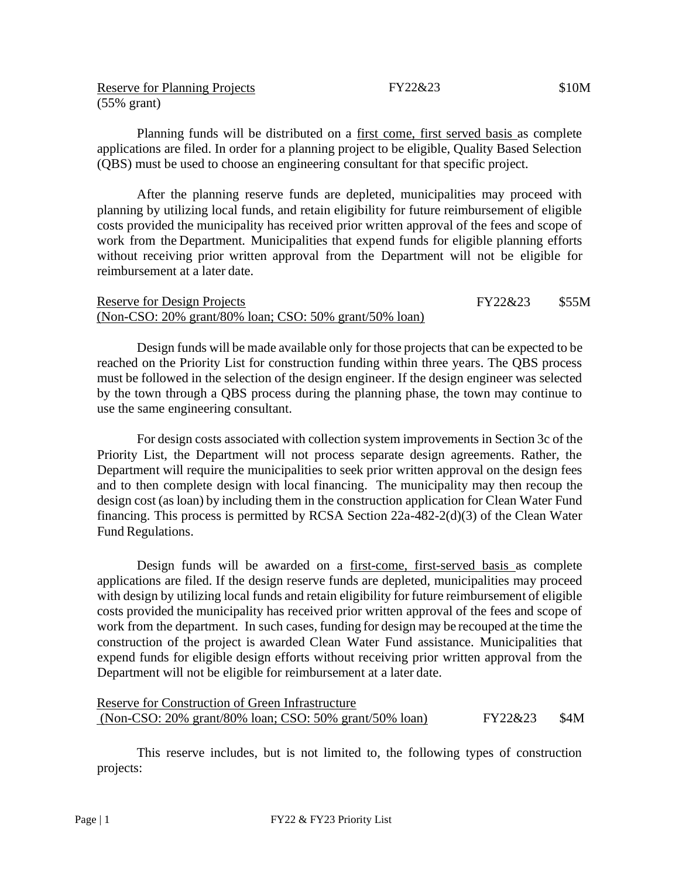Reserve for Planning Projects FY22&23 $10M
(55% grant)

Planning funds will be distributed on a first come, first served basis as complete applications are filed. In order for a planning project to be eligible, Quality Based Selection (QBS) must be used to choose an engineering consultant for that specific project.

After the planning reserve funds are depleted, municipalities may proceed with planning by utilizing local funds, and retain eligibility for future reimbursement of eligible costs provided the municipality has received prior written approval of the fees and scope of work from the Department. Municipalities that expend funds for eligible planning efforts without receiving prior written approval from the Department will not be eligible for reimbursement at a later date.

Reserve for Design Projects FY22&23 $55M
(Non-CSO: 20% grant/80% loan; CSO: 50% grant/50% loan)

Design funds will be made available only for those projects that can be expected to be reached on the Priority List for construction funding within three years. The QBS process must be followed in the selection of the design engineer. If the design engineer was selected by the town through a QBS process during the planning phase, the town may continue to use the same engineering consultant.

For design costs associated with collection system improvements in Section 3c of the Priority List, the Department will not process separate design agreements. Rather, the Department will require the municipalities to seek prior written approval on the design fees and to then complete design with local financing. The municipality may then recoup the design cost (as loan) by including them in the construction application for Clean Water Fund financing. This process is permitted by RCSA Section 22a-482-2(d)(3) of the Clean Water Fund Regulations.

Design funds will be awarded on a first-come, first-served basis as complete applications are filed. If the design reserve funds are depleted, municipalities may proceed with design by utilizing local funds and retain eligibility for future reimbursement of eligible costs provided the municipality has received prior written approval of the fees and scope of work from the department. In such cases, funding for design may be recouped at the time the construction of the project is awarded Clean Water Fund assistance. Municipalities that expend funds for eligible design efforts without receiving prior written approval from the Department will not be eligible for reimbursement at a later date.

Reserve for Construction of Green Infrastructure
(Non-CSO: 20% grant/80% loan; CSO: 50% grant/50% loan) FY22&23 $4M

This reserve includes, but is not limited to, the following types of construction projects: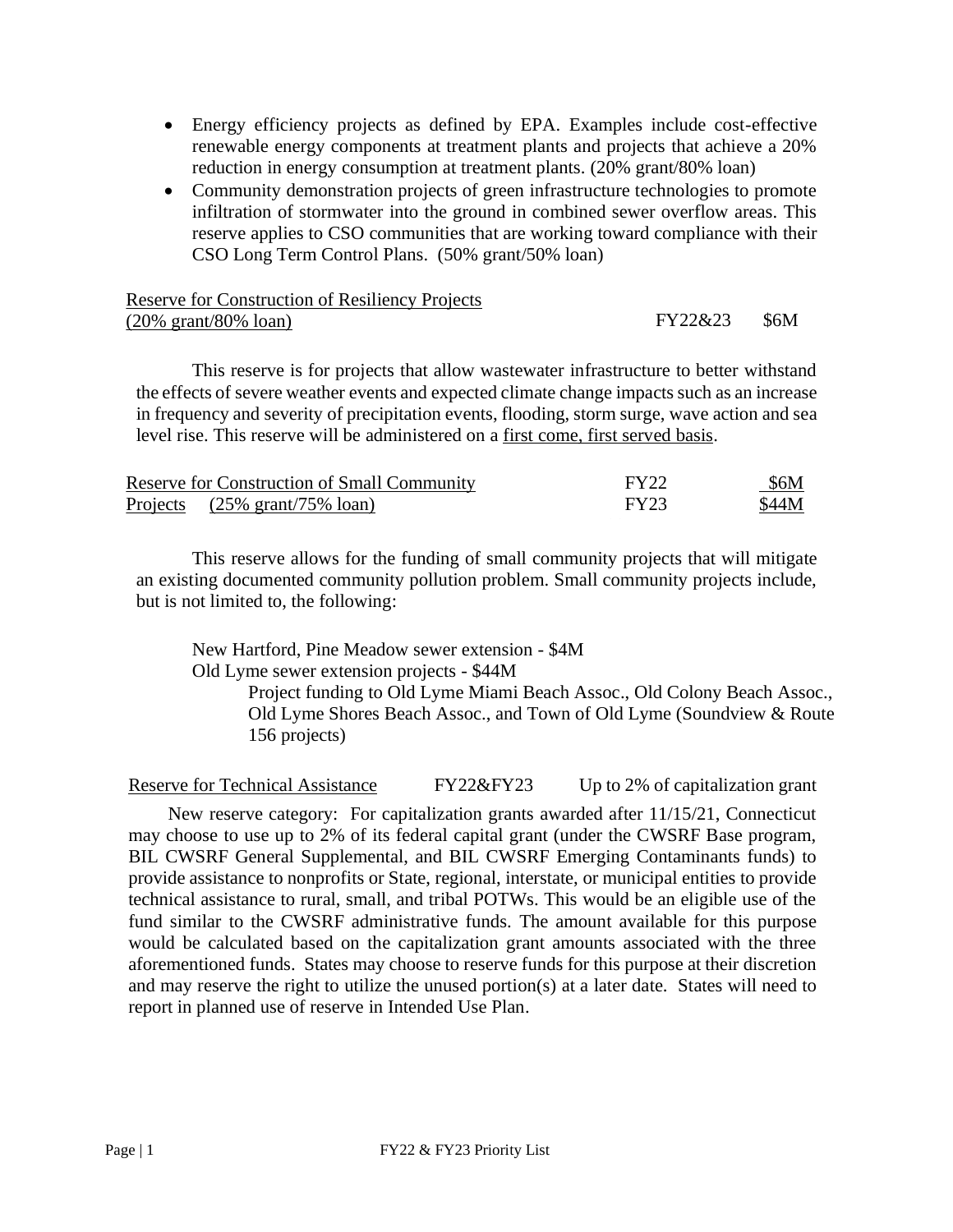- Energy efficiency projects as defined by EPA. Examples include cost-effective renewable energy components at treatment plants and projects that achieve a 20% reduction in energy consumption at treatment plants. (20% grant/80% loan)
- Community demonstration projects of green infrastructure technologies to promote infiltration of stormwater into the ground in combined sewer overflow areas. This reserve applies to CSO communities that are working toward compliance with their CSO Long Term Control Plans. (50% grant/50% loan)

| Reserve for Construction of Resiliency Projects (20% grant/80% loan) | FY22&23 | $6M |
|---|---|---|

This reserve is for projects that allow wastewater infrastructure to better withstand the effects of severe weather events and expected climate change impacts such as an increase in frequency and severity of precipitation events, flooding, storm surge, wave action and sea level rise. This reserve will be administered on a first come, first served basis.

| Reserve for Construction of Small Community Projects (25% grant/75% loan) | FY22 | $6M |
|---|---|---|
| | FY23 | $44M |

This reserve allows for the funding of small community projects that will mitigate an existing documented community pollution problem. Small community projects include, but is not limited to, the following:

New Hartford, Pine Meadow sewer extension - $4M

Old Lyme sewer extension projects - $44M

Project funding to Old Lyme Miami Beach Assoc., Old Colony Beach Assoc., Old Lyme Shores Beach Assoc., and Town of Old Lyme (Soundview & Route 156 projects)

| Reserve for Technical Assistance | FY22&FY23 | Up to 2% of capitalization grant |
|---|---|---|

New reserve category: For capitalization grants awarded after 11/15/21, Connecticut may choose to use up to 2% of its federal capital grant (under the CWSRF Base program, BIL CWSRF General Supplemental, and BIL CWSRF Emerging Contaminants funds) to provide assistance to nonprofits or State, regional, interstate, or municipal entities to provide technical assistance to rural, small, and tribal POTWs. This would be an eligible use of the fund similar to the CWSRF administrative funds. The amount available for this purpose would be calculated based on the capitalization grant amounts associated with the three aforementioned funds. States may choose to reserve funds for this purpose at their discretion and may reserve the right to utilize the unused portion(s) at a later date. States will need to report in planned use of reserve in Intended Use Plan.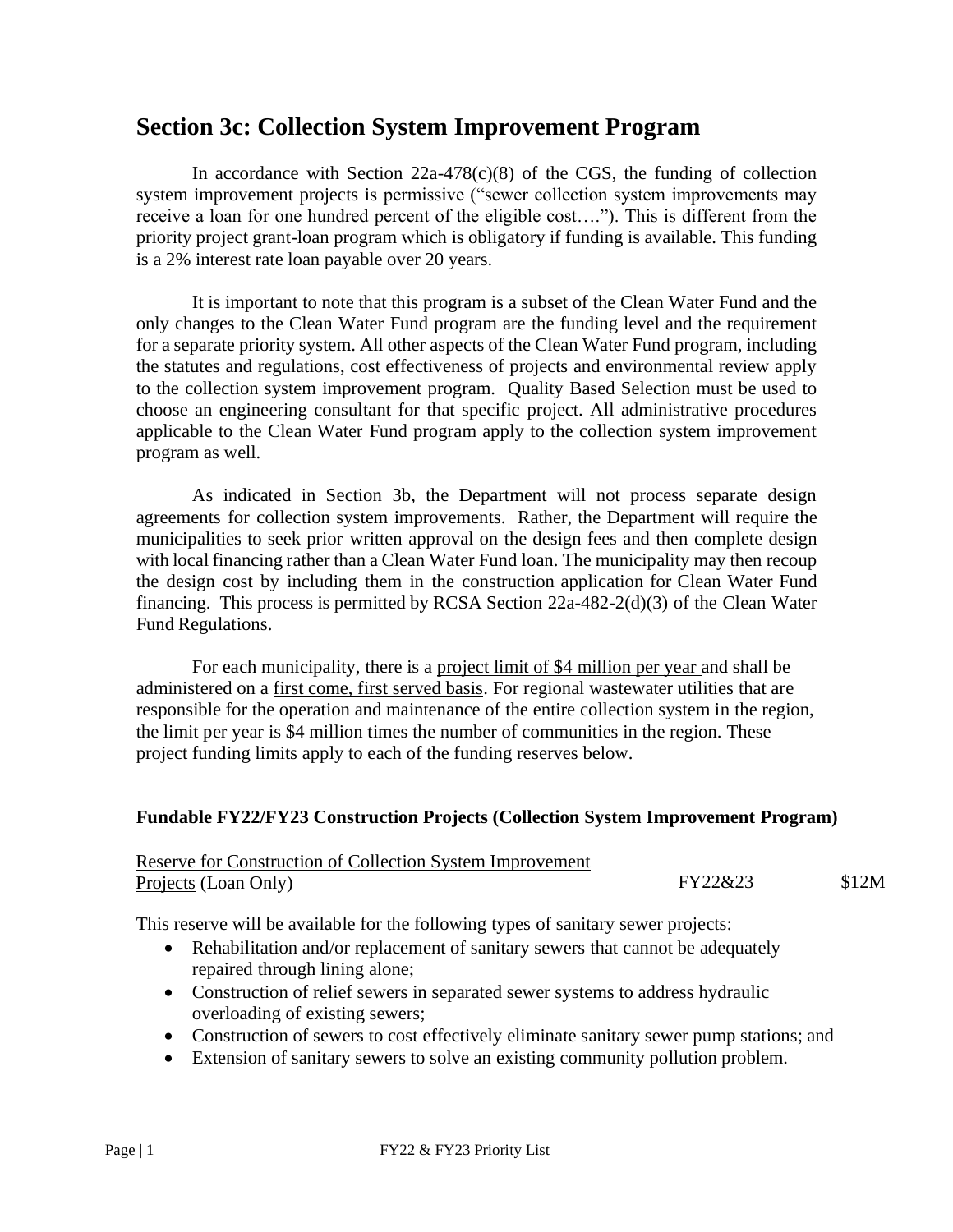## Section 3c: Collection System Improvement Program

In accordance with Section 22a-478(c)(8) of the CGS, the funding of collection system improvement projects is permissive ("sewer collection system improvements may receive a loan for one hundred percent of the eligible cost…."). This is different from the priority project grant-loan program which is obligatory if funding is available. This funding is a 2% interest rate loan payable over 20 years.

It is important to note that this program is a subset of the Clean Water Fund and the only changes to the Clean Water Fund program are the funding level and the requirement for a separate priority system. All other aspects of the Clean Water Fund program, including the statutes and regulations, cost effectiveness of projects and environmental review apply to the collection system improvement program. Quality Based Selection must be used to choose an engineering consultant for that specific project. All administrative procedures applicable to the Clean Water Fund program apply to the collection system improvement program as well.

As indicated in Section 3b, the Department will not process separate design agreements for collection system improvements. Rather, the Department will require the municipalities to seek prior written approval on the design fees and then complete design with local financing rather than a Clean Water Fund loan. The municipality may then recoup the design cost by including them in the construction application for Clean Water Fund financing. This process is permitted by RCSA Section 22a-482-2(d)(3) of the Clean Water Fund Regulations.

For each municipality, there is a project limit of $4 million per year and shall be administered on a first come, first served basis. For regional wastewater utilities that are responsible for the operation and maintenance of the entire collection system in the region, the limit per year is $4 million times the number of communities in the region. These project funding limits apply to each of the funding reserves below.

### Fundable FY22/FY23 Construction Projects (Collection System Improvement Program)

| Reserve for Construction of Collection System Improvement Projects (Loan Only) | FY22&23 | $12M |
|---|---|---|

This reserve will be available for the following types of sanitary sewer projects:

- Rehabilitation and/or replacement of sanitary sewers that cannot be adequately repaired through lining alone;
- Construction of relief sewers in separated sewer systems to address hydraulic overloading of existing sewers;
- Construction of sewers to cost effectively eliminate sanitary sewer pump stations; and
- Extension of sanitary sewers to solve an existing community pollution problem.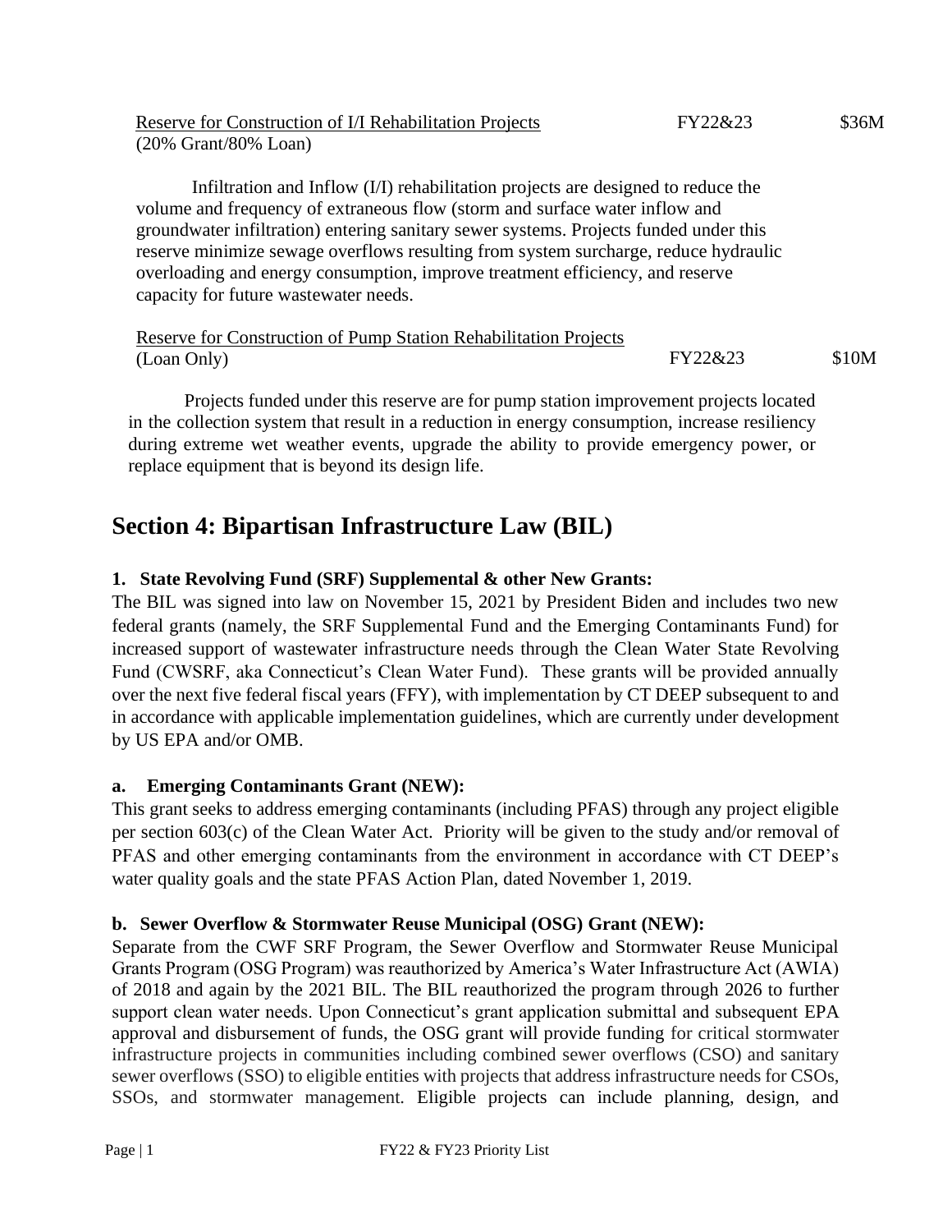<u>Reserve for Construction of I/I Rehabilitation Projects</u> FY22&23 $36M
(20% Grant/80% Loan)

Infiltration and Inflow (I/I) rehabilitation projects are designed to reduce the volume and frequency of extraneous flow (storm and surface water inflow and groundwater infiltration) entering sanitary sewer systems. Projects funded under this reserve minimize sewage overflows resulting from system surcharge, reduce hydraulic overloading and energy consumption, improve treatment efficiency, and reserve capacity for future wastewater needs.

<u>Reserve for Construction of Pump Station Rehabilitation Projects</u>
(Loan Only) FY22&23 $10M

Projects funded under this reserve are for pump station improvement projects located in the collection system that result in a reduction in energy consumption, increase resiliency during extreme wet weather events, upgrade the ability to provide emergency power, or replace equipment that is beyond its design life.

# Section 4: Bipartisan Infrastructure Law (BIL)

**1. State Revolving Fund (SRF) Supplemental & other New Grants:**

The BIL was signed into law on November 15, 2021 by President Biden and includes two new federal grants (namely, the SRF Supplemental Fund and the Emerging Contaminants Fund) for increased support of wastewater infrastructure needs through the Clean Water State Revolving Fund (CWSRF, aka Connecticut's Clean Water Fund). These grants will be provided annually over the next five federal fiscal years (FFY), with implementation by CT DEEP subsequent to and in accordance with applicable implementation guidelines, which are currently under development by US EPA and/or OMB.

**a. Emerging Contaminants Grant (NEW):**

This grant seeks to address emerging contaminants (including PFAS) through any project eligible per section 603(c) of the Clean Water Act. Priority will be given to the study and/or removal of PFAS and other emerging contaminants from the environment in accordance with CT DEEP's water quality goals and the state PFAS Action Plan, dated November 1, 2019.

**b. Sewer Overflow & Stormwater Reuse Municipal (OSG) Grant (NEW):**

Separate from the CWF SRF Program, the Sewer Overflow and Stormwater Reuse Municipal Grants Program (OSG Program) was reauthorized by America's Water Infrastructure Act (AWIA) of 2018 and again by the 2021 BIL. The BIL reauthorized the program through 2026 to further support clean water needs. Upon Connecticut's grant application submittal and subsequent EPA approval and disbursement of funds, the OSG grant will provide funding for critical stormwater infrastructure projects in communities including combined sewer overflows (CSO) and sanitary sewer overflows (SSO) to eligible entities with projects that address infrastructure needs for CSOs, SSOs, and stormwater management. Eligible projects can include planning, design, and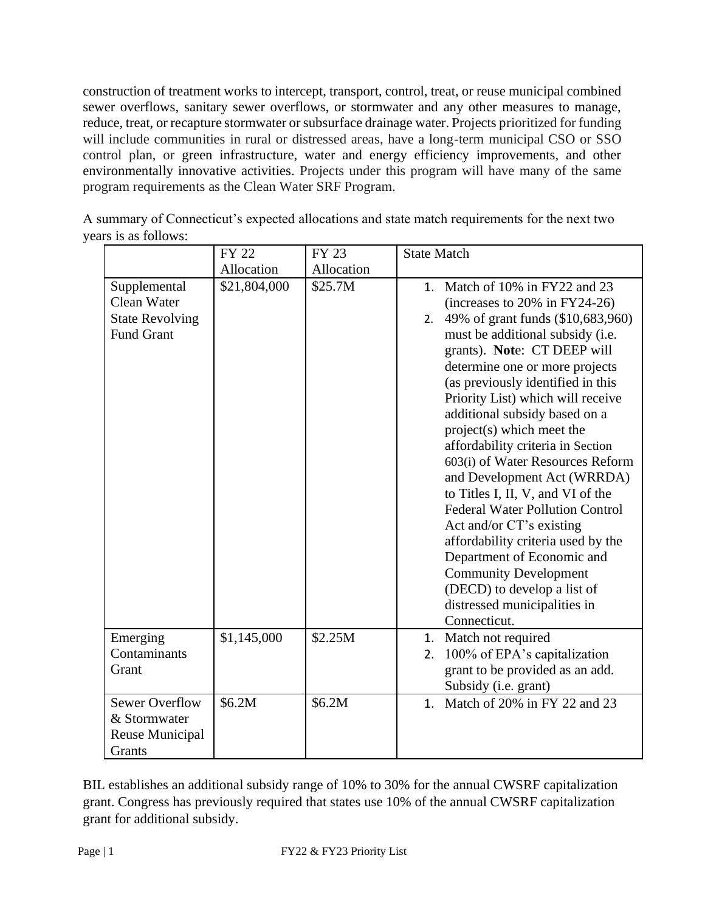construction of treatment works to intercept, transport, control, treat, or reuse municipal combined sewer overflows, sanitary sewer overflows, or stormwater and any other measures to manage, reduce, treat, or recapture stormwater or subsurface drainage water. Projects prioritized for funding will include communities in rural or distressed areas, have a long-term municipal CSO or SSO control plan, or green infrastructure, water and energy efficiency improvements, and other environmentally innovative activities. Projects under this program will have many of the same program requirements as the Clean Water SRF Program.

A summary of Connecticut's expected allocations and state match requirements for the next two years is as follows:

| | FY 22 Allocation | FY 23 Allocation | State Match |
|---|---|---|---|
| Supplemental Clean Water State Revolving Fund Grant | $21,804,000 | $25.7M | 1. Match of 10% in FY22 and 23 (increases to 20% in FY24-26)<br>2. 49% of grant funds ($10,683,960) must be additional subsidy (i.e. grants). **Not**e: CT DEEP will determine one or more projects (as previously identified in this Priority List) which will receive additional subsidy based on a project(s) which meet the affordability criteria in Section 603(i) of Water Resources Reform and Development Act (WRRDA) to Titles I, II, V, and VI of the Federal Water Pollution Control Act and/or CT's existing affordability criteria used by the Department of Economic and Community Development (DECD) to develop a list of distressed municipalities in Connecticut. |
| Emerging Contaminants Grant | $1,145,000 | $2.25M | 1. Match not required<br>2. 100% of EPA's capitalization grant to be provided as an add. Subsidy (i.e. grant) |
| Sewer Overflow & Stormwater Reuse Municipal Grants | $6.2M | $6.2M | 1. Match of 20% in FY 22 and 23 |

BIL establishes an additional subsidy range of 10% to 30% for the annual CWSRF capitalization grant. Congress has previously required that states use 10% of the annual CWSRF capitalization grant for additional subsidy.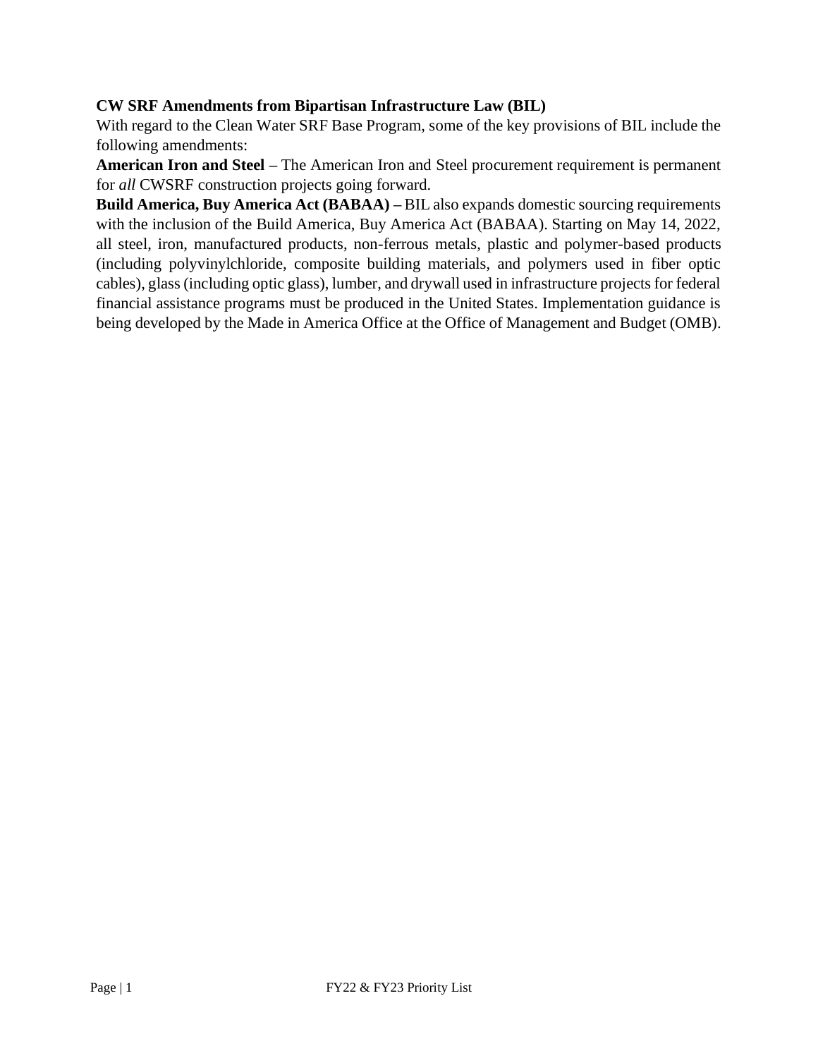**CW SRF Amendments from Bipartisan Infrastructure Law (BIL)**

With regard to the Clean Water SRF Base Program, some of the key provisions of BIL include the following amendments:

**American Iron and Steel –** The American Iron and Steel procurement requirement is permanent for *all* CWSRF construction projects going forward.

**Build America, Buy America Act (BABAA) –** BIL also expands domestic sourcing requirements with the inclusion of the Build America, Buy America Act (BABAA). Starting on May 14, 2022, all steel, iron, manufactured products, non-ferrous metals, plastic and polymer-based products (including polyvinylchloride, composite building materials, and polymers used in fiber optic cables), glass (including optic glass), lumber, and drywall used in infrastructure projects for federal financial assistance programs must be produced in the United States. Implementation guidance is being developed by the Made in America Office at the Office of Management and Budget (OMB).